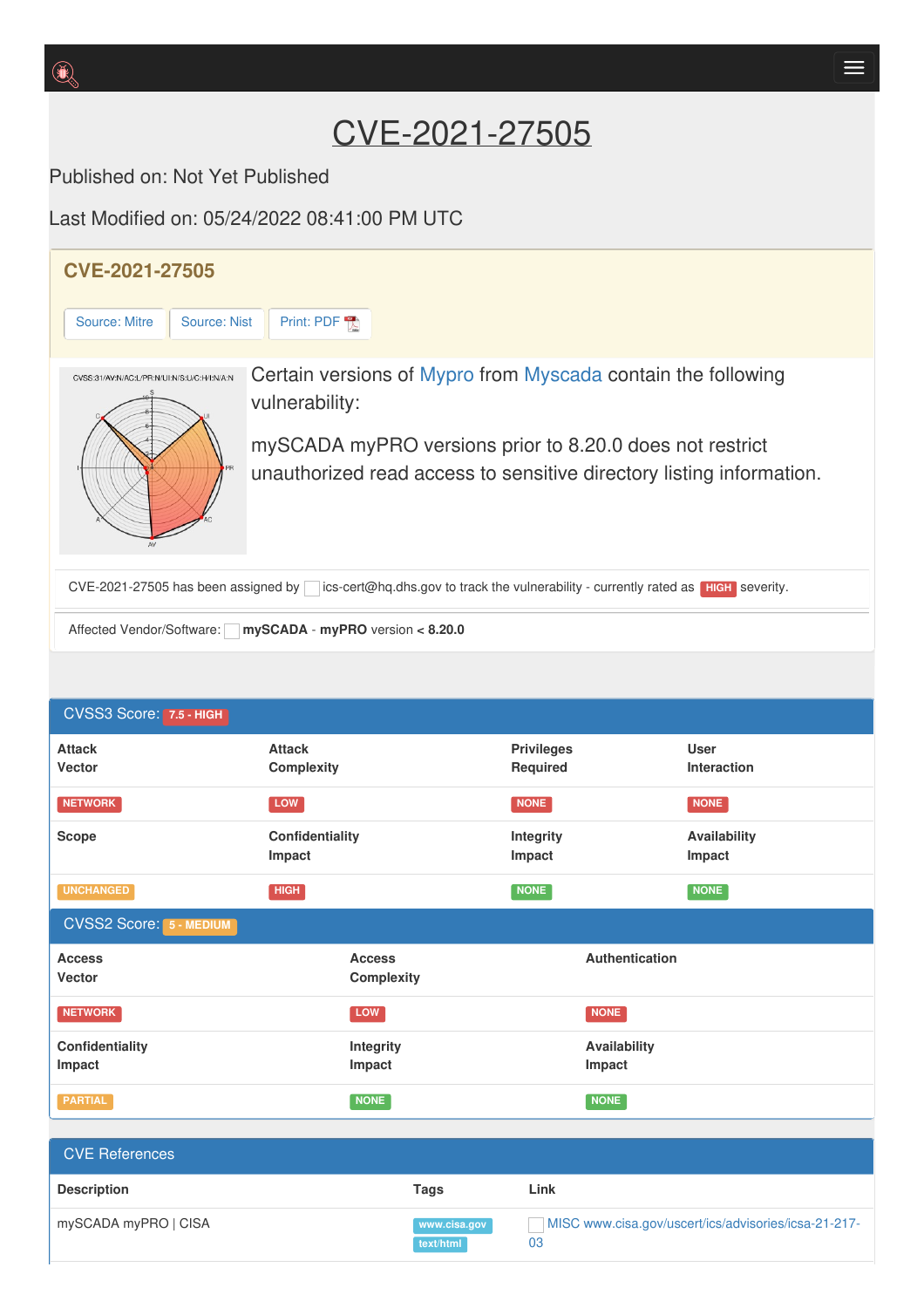# CVE-2021-27505

Published on: Not Yet Published

Last Modified on: 05/24/2022 08:41:00 PM UTC

## CVE-2021-27505

Source: Mitre | Source: Nist | Print: PDF

Certain versions of Mypro from Myscada contain the following vulnerability:

mySCADA myPRO versions prior to 8.20.0 does not restrict unauthorized read access to sensitive directory listing information.

CVE-2021-27505 has been assigned by ics-cert@hq.dhs.gov to track the vulnerability - currently rated as HIGH severity.

Affected Vendor/Software: **mySCADA** - **myPRO** version < **8.20.0**

## CVSS3 Score: 7.5 - HIGH

| Attack Vector | Attack Complexity | Privileges Required | User Interaction |
|---|---|---|---|
| NETWORK | LOW | NONE | NONE |
| **Scope** | **Confidentiality Impact** | **Integrity Impact** | **Availability Impact** |
| UNCHANGED | HIGH | NONE | NONE |

## CVSS2 Score: 5 - MEDIUM

| Access Vector | Access Complexity | Authentication |
|---|---|---|
| NETWORK | LOW | NONE |
| **Confidentiality Impact** | **Integrity Impact** | **Availability Impact** |
| PARTIAL | NONE | NONE |

## CVE References

| Description | Tags | Link |
|---|---|---|
| mySCADA myPRO \| CISA | www.cisa.gov text/html | MISC www.cisa.gov/uscert/ics/advisories/icsa-21-217-03 |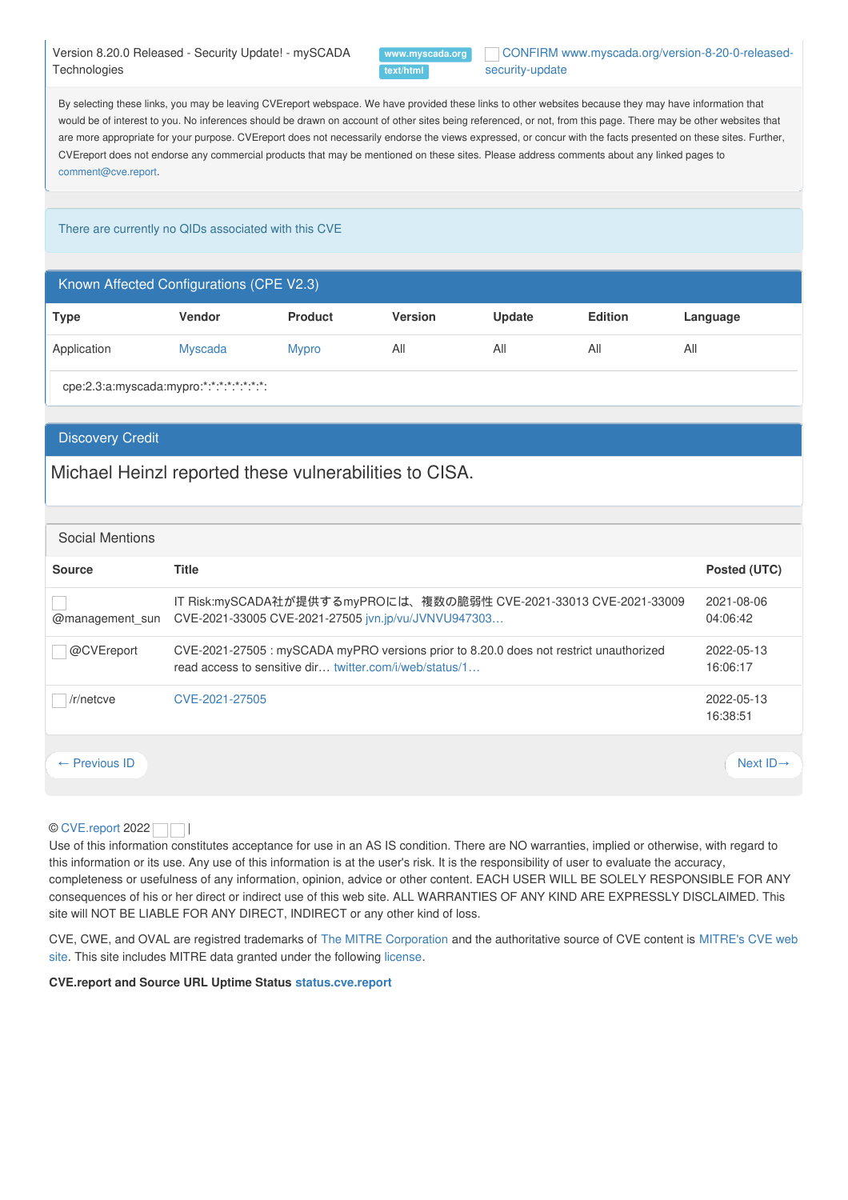| | | |
|---|---|---|
| Version 8.20.0 Released - Security Update! - mySCADA Technologies | www.myscada.org text/html | CONFIRM www.myscada.org/version-8-20-0-released-security-update |

By selecting these links, you may be leaving CVEreport webspace. We have provided these links to other websites because they may have information that would be of interest to you. No inferences should be drawn on account of other sites being referenced, or not, from this page. There may be other websites that are more appropriate for your purpose. CVEreport does not necessarily endorse the views expressed, or concur with the facts presented on these sites. Further, CVEreport does not endorse any commercial products that may be mentioned on these sites. Please address comments about any linked pages to comment@cve.report.

There are currently no QIDs associated with this CVE

## Known Affected Configurations (CPE V2.3)

| Type | Vendor | Product | Version | Update | Edition | Language |
|---|---|---|---|---|---|---|
| Application | Myscada | Mypro | All | All | All | All |

cpe:2.3:a:myscada:mypro:*:*:*:*:*:*:*:*

## Discovery Credit

Michael Heinzl reported these vulnerabilities to CISA.

## Social Mentions

| Source | Title | Posted (UTC) |
|---|---|---|
| @management_sun | IT Risk:mySCADA社が提供するmyPROには、複数の脆弱性 CVE-2021-33013 CVE-2021-33009 CVE-2021-33005 CVE-2021-27505 jvn.jp/vu/JVNVU947303… | 2021-08-06 04:06:42 |
| @CVEreport | CVE-2021-27505 : mySCADA myPRO versions prior to 8.20.0 does not restrict unauthorized read access to sensitive dir… twitter.com/i/web/status/1… | 2022-05-13 16:06:17 |
| /r/netcve | CVE-2021-27505 | 2022-05-13 16:38:51 |

← Previous ID | Next ID→

© CVE.report 2022 |

Use of this information constitutes acceptance for use in an AS IS condition. There are NO warranties, implied or otherwise, with regard to this information or its use. Any use of this information is at the user's risk. It is the responsibility of user to evaluate the accuracy, completeness or usefulness of any information, opinion, advice or other content. EACH USER WILL BE SOLELY RESPONSIBLE FOR ANY consequences of his or her direct or indirect use of this web site. ALL WARRANTIES OF ANY KIND ARE EXPRESSLY DISCLAIMED. This site will NOT BE LIABLE FOR ANY DIRECT, INDIRECT or any other kind of loss.

CVE, CWE, and OVAL are registred trademarks of The MITRE Corporation and the authoritative source of CVE content is MITRE's CVE web site. This site includes MITRE data granted under the following license.

**CVE.report and Source URL Uptime Status status.cve.report**